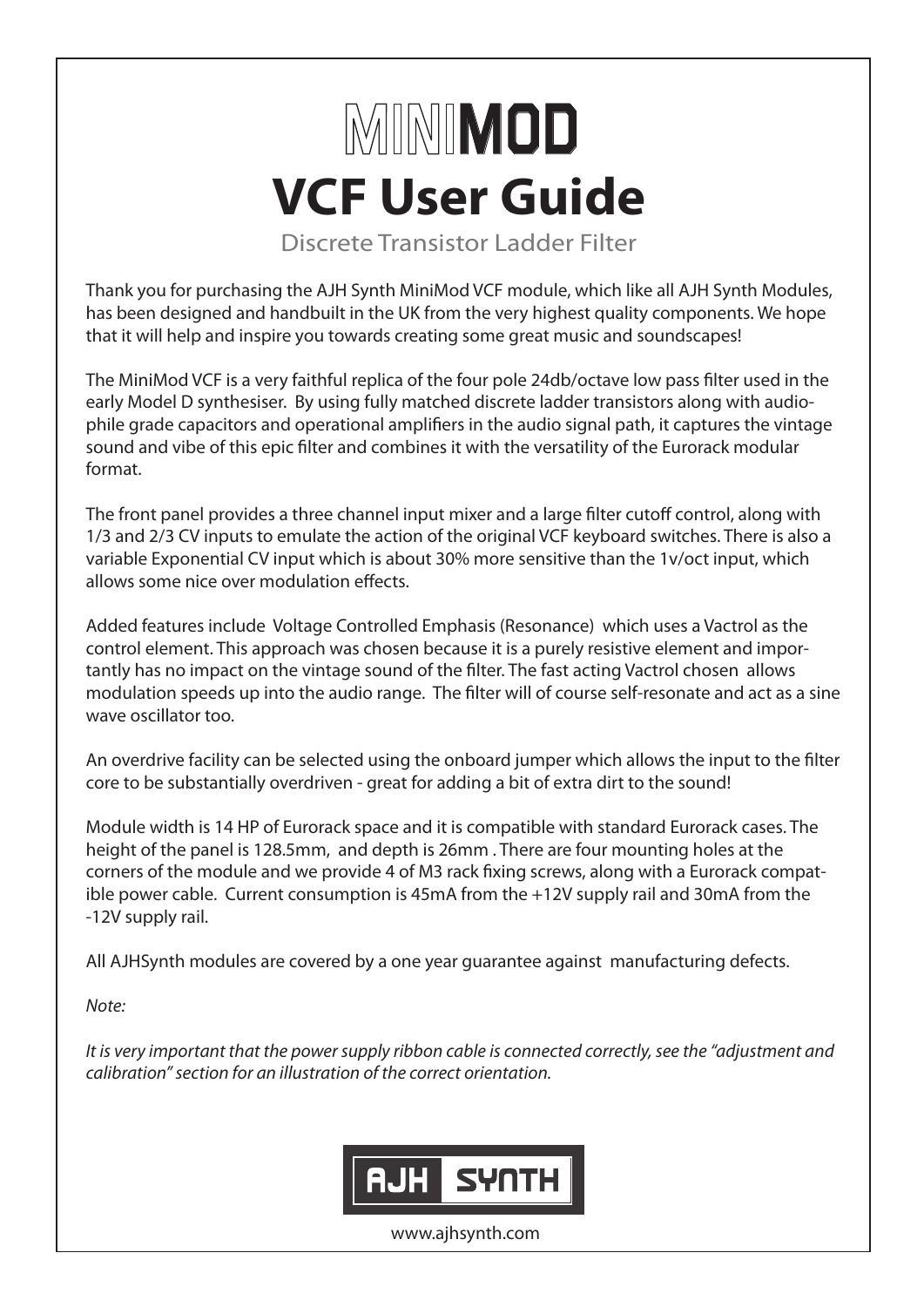# MINIMOD

# VCF User Guide

Discrete Transistor Ladder Filter

Thank you for purchasing the AJH Synth MiniMod VCF module, which like all AJH Synth Modules, has been designed and handbuilt in the UK from the very highest quality components. We hope that it will help and inspire you towards creating some great music and soundscapes!

The MiniMod VCF is a very faithful replica of the four pole 24db/octave low pass filter used in the early Model D synthesiser. By using fully matched discrete ladder transistors along with audiophile grade capacitors and operational amplifiers in the audio signal path, it captures the vintage sound and vibe of this epic filter and combines it with the versatility of the Eurorack modular format.

The front panel provides a three channel input mixer and a large filter cutoff control, along with 1/3 and 2/3 CV inputs to emulate the action of the original VCF keyboard switches. There is also a variable Exponential CV input which is about 30% more sensitive than the 1v/oct input, which allows some nice over modulation effects.

Added features include Voltage Controlled Emphasis (Resonance) which uses a Vactrol as the control element. This approach was chosen because it is a purely resistive element and importantly has no impact on the vintage sound of the filter. The fast acting Vactrol chosen allows modulation speeds up into the audio range. The filter will of course self-resonate and act as a sine wave oscillator too.

An overdrive facility can be selected using the onboard jumper which allows the input to the filter core to be substantially overdriven - great for adding a bit of extra dirt to the sound!

Module width is 14 HP of Eurorack space and it is compatible with standard Eurorack cases. The height of the panel is 128.5mm, and depth is 26mm . There are four mounting holes at the corners of the module and we provide 4 of M3 rack fixing screws, along with a Eurorack compatible power cable. Current consumption is 45mA from the +12V supply rail and 30mA from the -12V supply rail.

All AJHSynth modules are covered by a one year guarantee against manufacturing defects.

*Note:*

*It is very important that the power supply ribbon cable is connected correctly, see the "adjustment and calibration" section for an illustration of the correct orientation.*

AJH SYNTH

www.ajhsynth.com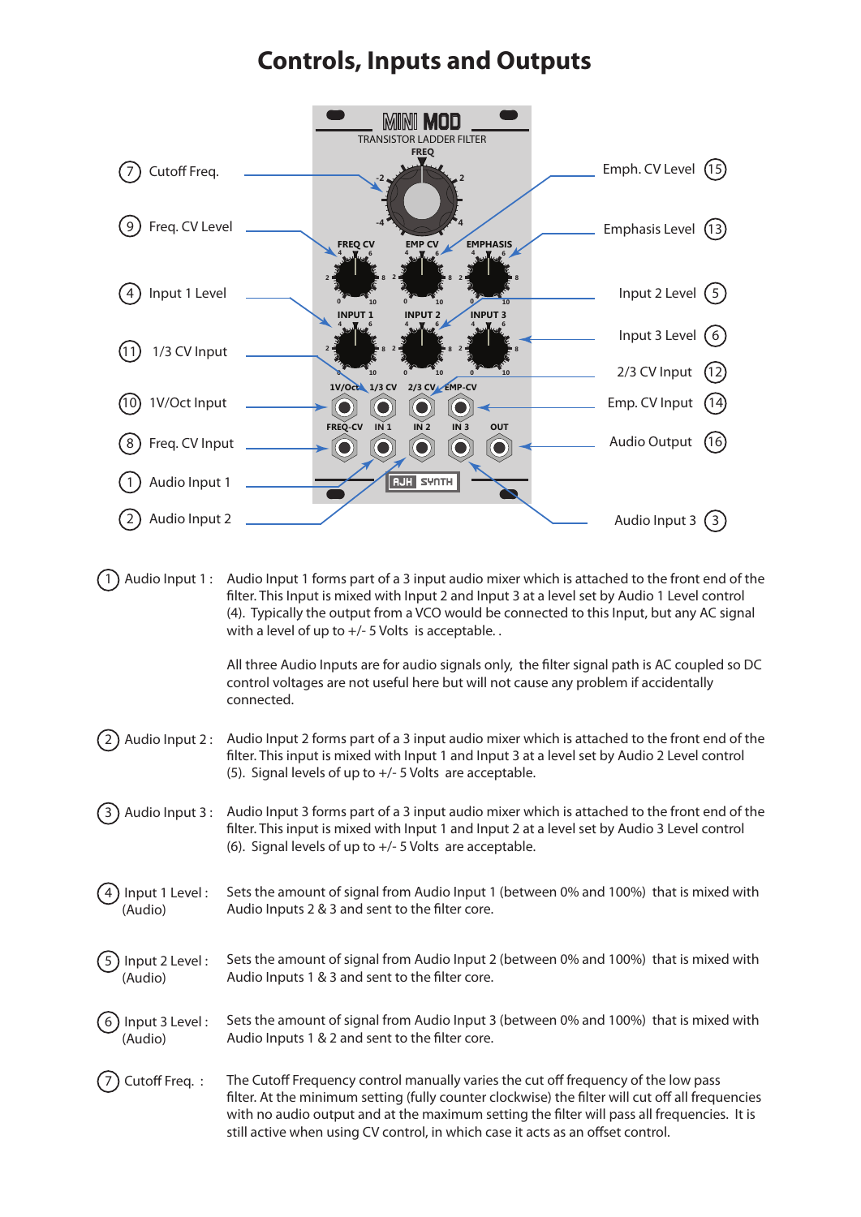# Controls, Inputs and Outputs

(7) Cutoff Freq.

(9) Freq. CV Level

(4) Input 1 Level

(11) 1/3 CV Input

(10) 1V/Oct Input

(8) Freq. CV Input

(1) Audio Input 1

(2) Audio Input 2

(15) Emph. CV Level

(13) Emphasis Level

(5) Input 2 Level

(6) Input 3 Level

(12) 2/3 CV Input

(14) Emp. CV Input

(16) Audio Output

(3) Audio Input 3

(1) Audio Input 1 : Audio Input 1 forms part of a 3 input audio mixer which is attached to the front end of the filter. This Input is mixed with Input 2 and Input 3 at a level set by Audio 1 Level control (4). Typically the output from a VCO would be connected to this Input, but any AC signal with a level of up to +/- 5 Volts is acceptable. .

All three Audio Inputs are for audio signals only, the filter signal path is AC coupled so DC control voltages are not useful here but will not cause any problem if accidentally connected.

(2) Audio Input 2 : Audio Input 2 forms part of a 3 input audio mixer which is attached to the front end of the filter. This input is mixed with Input 1 and Input 3 at a level set by Audio 2 Level control (5). Signal levels of up to +/- 5 Volts are acceptable.

(3) Audio Input 3 : Audio Input 3 forms part of a 3 input audio mixer which is attached to the front end of the filter. This input is mixed with Input 1 and Input 2 at a level set by Audio 3 Level control (6). Signal levels of up to +/- 5 Volts are acceptable.

(4) Input 1 Level : (Audio) Sets the amount of signal from Audio Input 1 (between 0% and 100%) that is mixed with Audio Inputs 2 & 3 and sent to the filter core.

(5) Input 2 Level : (Audio) Sets the amount of signal from Audio Input 2 (between 0% and 100%) that is mixed with Audio Inputs 1 & 3 and sent to the filter core.

(6) Input 3 Level : (Audio) Sets the amount of signal from Audio Input 3 (between 0% and 100%) that is mixed with Audio Inputs 1 & 2 and sent to the filter core.

(7) Cutoff Freq. : The Cutoff Frequency control manually varies the cut off frequency of the low pass filter. At the minimum setting (fully counter clockwise) the filter will cut off all frequencies with no audio output and at the maximum setting the filter will pass all frequencies. It is still active when using CV control, in which case it acts as an offset control.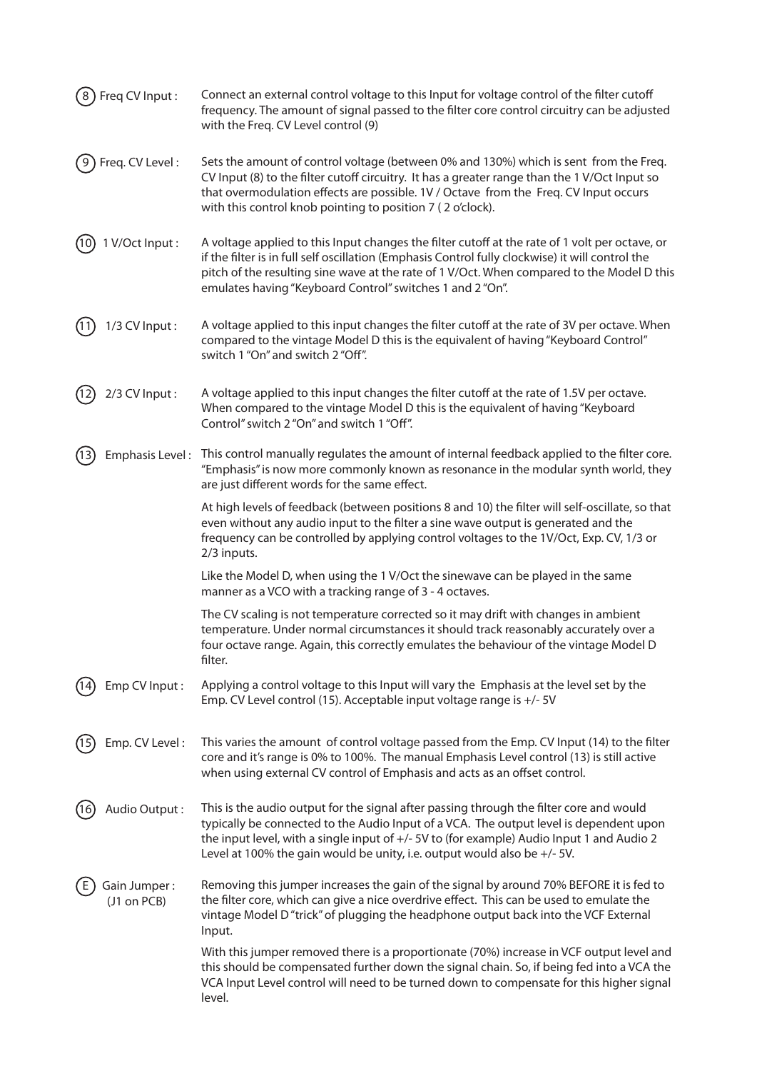(8) Freq CV Input :

Connect an external control voltage to this Input for voltage control of the filter cutoff frequency. The amount of signal passed to the filter core control circuitry can be adjusted with the Freq. CV Level control (9)

(9) Freq. CV Level :

Sets the amount of control voltage (between 0% and 130%) which is sent from the Freq. CV Input (8) to the filter cutoff circuitry. It has a greater range than the 1 V/Oct Input so that overmodulation effects are possible. 1V / Octave from the Freq. CV Input occurs with this control knob pointing to position 7 ( 2 o'clock).

(10) 1 V/Oct Input :

A voltage applied to this Input changes the filter cutoff at the rate of 1 volt per octave, or if the filter is in full self oscillation (Emphasis Control fully clockwise) it will control the pitch of the resulting sine wave at the rate of 1 V/Oct. When compared to the Model D this emulates having "Keyboard Control" switches 1 and 2 "On".

(11) 1/3 CV Input :

A voltage applied to this input changes the filter cutoff at the rate of 3V per octave. When compared to the vintage Model D this is the equivalent of having "Keyboard Control" switch 1 "On" and switch 2 "Off".

(12) 2/3 CV Input :

A voltage applied to this input changes the filter cutoff at the rate of 1.5V per octave. When compared to the vintage Model D this is the equivalent of having "Keyboard Control" switch 2 "On" and switch 1 "Off".

(13) Emphasis Level :

This control manually regulates the amount of internal feedback applied to the filter core. "Emphasis" is now more commonly known as resonance in the modular synth world, they are just different words for the same effect.

At high levels of feedback (between positions 8 and 10) the filter will self-oscillate, so that even without any audio input to the filter a sine wave output is generated and the frequency can be controlled by applying control voltages to the 1V/Oct, Exp. CV, 1/3 or 2/3 inputs.

Like the Model D, when using the 1 V/Oct the sinewave can be played in the same manner as a VCO with a tracking range of 3 - 4 octaves.

The CV scaling is not temperature corrected so it may drift with changes in ambient temperature. Under normal circumstances it should track reasonably accurately over a four octave range. Again, this correctly emulates the behaviour of the vintage Model D filter.

(14) Emp CV Input :

Applying a control voltage to this Input will vary the Emphasis at the level set by the Emp. CV Level control (15). Acceptable input voltage range is +/- 5V

(15) Emp. CV Level :

This varies the amount of control voltage passed from the Emp. CV Input (14) to the filter core and it's range is 0% to 100%. The manual Emphasis Level control (13) is still active when using external CV control of Emphasis and acts as an offset control.

(16) Audio Output :

This is the audio output for the signal after passing through the filter core and would typically be connected to the Audio Input of a VCA. The output level is dependent upon the input level, with a single input of +/- 5V to (for example) Audio Input 1 and Audio 2 Level at 100% the gain would be unity, i.e. output would also be +/- 5V.

(E) Gain Jumper : (J1 on PCB)

Removing this jumper increases the gain of the signal by around 70% BEFORE it is fed to the filter core, which can give a nice overdrive effect. This can be used to emulate the vintage Model D "trick" of plugging the headphone output back into the VCF External Input.

With this jumper removed there is a proportionate (70%) increase in VCF output level and this should be compensated further down the signal chain. So, if being fed into a VCA the VCA Input Level control will need to be turned down to compensate for this higher signal level.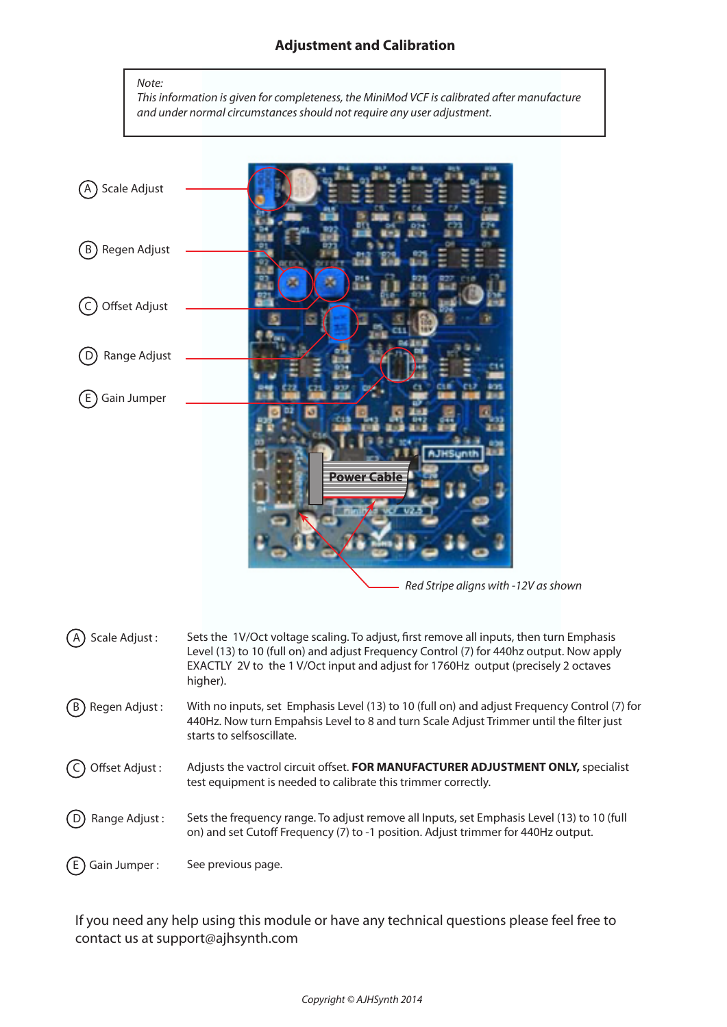## Adjustment and Calibration

> *Note:*
> *This information is given for completeness, the MiniMod VCF is calibrated after manufacture and under normal circumstances should not require any user adjustment.*

(A) Scale Adjust

(B) Regen Adjust

(C) Offset Adjust

(D) Range Adjust

(E) Gain Jumper

Power Cable

*Red Stripe aligns with -12V as shown*

| | |
|---|---|
| (A) Scale Adjust : | Sets the 1V/Oct voltage scaling. To adjust, first remove all inputs, then turn Emphasis Level (13) to 10 (full on) and adjust Frequency Control (7) for 440hz output. Now apply EXACTLY 2V to the 1 V/Oct input and adjust for 1760Hz output (precisely 2 octaves higher). |
| (B) Regen Adjust : | With no inputs, set Emphasis Level (13) to 10 (full on) and adjust Frequency Control (7) for 440Hz. Now turn Empahsis Level to 8 and turn Scale Adjust Trimmer until the filter just starts to selfsoscillate. |
| (C) Offset Adjust : | Adjusts the vactrol circuit offset. **FOR MANUFACTURER ADJUSTMENT ONLY,** specialist test equipment is needed to calibrate this trimmer correctly. |
| (D) Range Adjust : | Sets the frequency range. To adjust remove all Inputs, set Emphasis Level (13) to 10 (full on) and set Cutoff Frequency (7) to -1 position. Adjust trimmer for 440Hz output. |
| (E) Gain Jumper : | See previous page. |

If you need any help using this module or have any technical questions please feel free to contact us at support@ajhsynth.com

*Copyright © AJHSynth 2014*